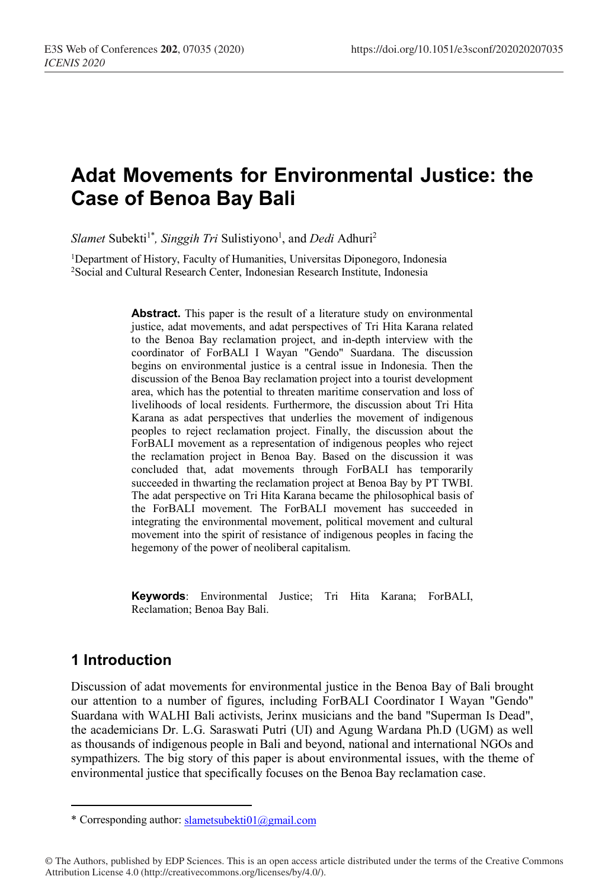# Adat Movements for Environmental Justice: the Case of Benoa Bay Bali

*Slamet* Subekti[1*], *Singgih Tri* Sulistiyono[1], and *Dedi* Adhuri[2]

[1]Department of History, Faculty of Humanities, Universitas Diponegoro, Indonesia
[2]Social and Cultural Research Center, Indonesian Research Institute, Indonesia

**Abstract.** This paper is the result of a literature study on environmental justice, adat movements, and adat perspectives of Tri Hita Karana related to the Benoa Bay reclamation project, and in-depth interview with the coordinator of ForBALI I Wayan "Gendo" Suardana. The discussion begins on environmental justice is a central issue in Indonesia. Then the discussion of the Benoa Bay reclamation project into a tourist development area, which has the potential to threaten maritime conservation and loss of livelihoods of local residents. Furthermore, the discussion about Tri Hita Karana as adat perspectives that underlies the movement of indigenous peoples to reject reclamation project. Finally, the discussion about the ForBALI movement as a representation of indigenous peoples who reject the reclamation project in Benoa Bay. Based on the discussion it was concluded that, adat movements through ForBALI has temporarily succeeded in thwarting the reclamation project at Benoa Bay by PT TWBI. The adat perspective on Tri Hita Karana became the philosophical basis of the ForBALI movement. The ForBALI movement has succeeded in integrating the environmental movement, political movement and cultural movement into the spirit of resistance of indigenous peoples in facing the hegemony of the power of neoliberal capitalism.

**Keywords**: Environmental Justice; Tri Hita Karana; ForBALI, Reclamation; Benoa Bay Bali.

## 1 Introduction

Discussion of adat movements for environmental justice in the Benoa Bay of Bali brought our attention to a number of figures, including ForBALI Coordinator I Wayan "Gendo" Suardana with WALHI Bali activists, Jerinx musicians and the band "Superman Is Dead", the academicians Dr. L.G. Saraswati Putri (UI) and Agung Wardana Ph.D (UGM) as well as thousands of indigenous people in Bali and beyond, national and international NGOs and sympathizers. The big story of this paper is about environmental issues, with the theme of environmental justice that specifically focuses on the Benoa Bay reclamation case.

\* Corresponding author: slametsubekti01@gmail.com

© The Authors, published by EDP Sciences. This is an open access article distributed under the terms of the Creative Commons Attribution License 4.0 (http://creativecommons.org/licenses/by/4.0/).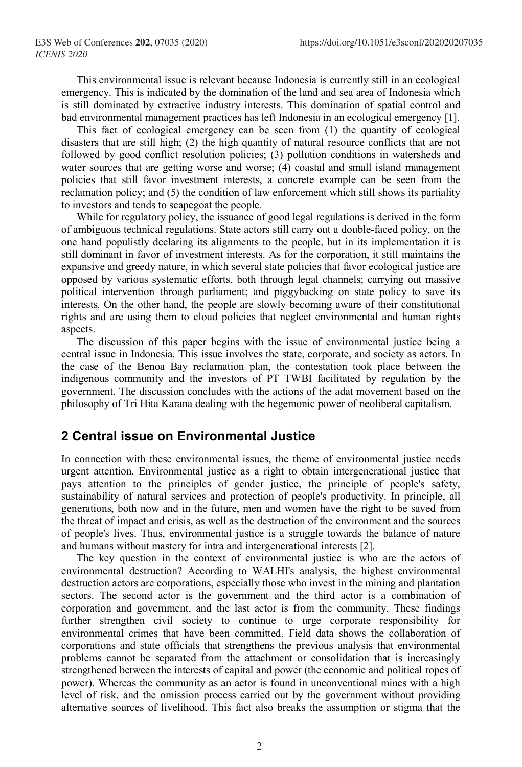This environmental issue is relevant because Indonesia is currently still in an ecological emergency. This is indicated by the domination of the land and sea area of Indonesia which is still dominated by extractive industry interests. This domination of spatial control and bad environmental management practices has left Indonesia in an ecological emergency [1].

This fact of ecological emergency can be seen from (1) the quantity of ecological disasters that are still high; (2) the high quantity of natural resource conflicts that are not followed by good conflict resolution policies; (3) pollution conditions in watersheds and water sources that are getting worse and worse; (4) coastal and small island management policies that still favor investment interests, a concrete example can be seen from the reclamation policy; and (5) the condition of law enforcement which still shows its partiality to investors and tends to scapegoat the people.

While for regulatory policy, the issuance of good legal regulations is derived in the form of ambiguous technical regulations. State actors still carry out a double-faced policy, on the one hand populistly declaring its alignments to the people, but in its implementation it is still dominant in favor of investment interests. As for the corporation, it still maintains the expansive and greedy nature, in which several state policies that favor ecological justice are opposed by various systematic efforts, both through legal channels; carrying out massive political intervention through parliament; and piggybacking on state policy to save its interests. On the other hand, the people are slowly becoming aware of their constitutional rights and are using them to cloud policies that neglect environmental and human rights aspects.

The discussion of this paper begins with the issue of environmental justice being a central issue in Indonesia. This issue involves the state, corporate, and society as actors. In the case of the Benoa Bay reclamation plan, the contestation took place between the indigenous community and the investors of PT TWBI facilitated by regulation by the government. The discussion concludes with the actions of the adat movement based on the philosophy of Tri Hita Karana dealing with the hegemonic power of neoliberal capitalism.

## 2 Central issue on Environmental Justice

In connection with these environmental issues, the theme of environmental justice needs urgent attention. Environmental justice as a right to obtain intergenerational justice that pays attention to the principles of gender justice, the principle of people's safety, sustainability of natural services and protection of people's productivity. In principle, all generations, both now and in the future, men and women have the right to be saved from the threat of impact and crisis, as well as the destruction of the environment and the sources of people's lives. Thus, environmental justice is a struggle towards the balance of nature and humans without mastery for intra and intergenerational interests [2].

The key question in the context of environmental justice is who are the actors of environmental destruction? According to WALHI's analysis, the highest environmental destruction actors are corporations, especially those who invest in the mining and plantation sectors. The second actor is the government and the third actor is a combination of corporation and government, and the last actor is from the community. These findings further strengthen civil society to continue to urge corporate responsibility for environmental crimes that have been committed. Field data shows the collaboration of corporations and state officials that strengthens the previous analysis that environmental problems cannot be separated from the attachment or consolidation that is increasingly strengthened between the interests of capital and power (the economic and political ropes of power). Whereas the community as an actor is found in unconventional mines with a high level of risk, and the omission process carried out by the government without providing alternative sources of livelihood. This fact also breaks the assumption or stigma that the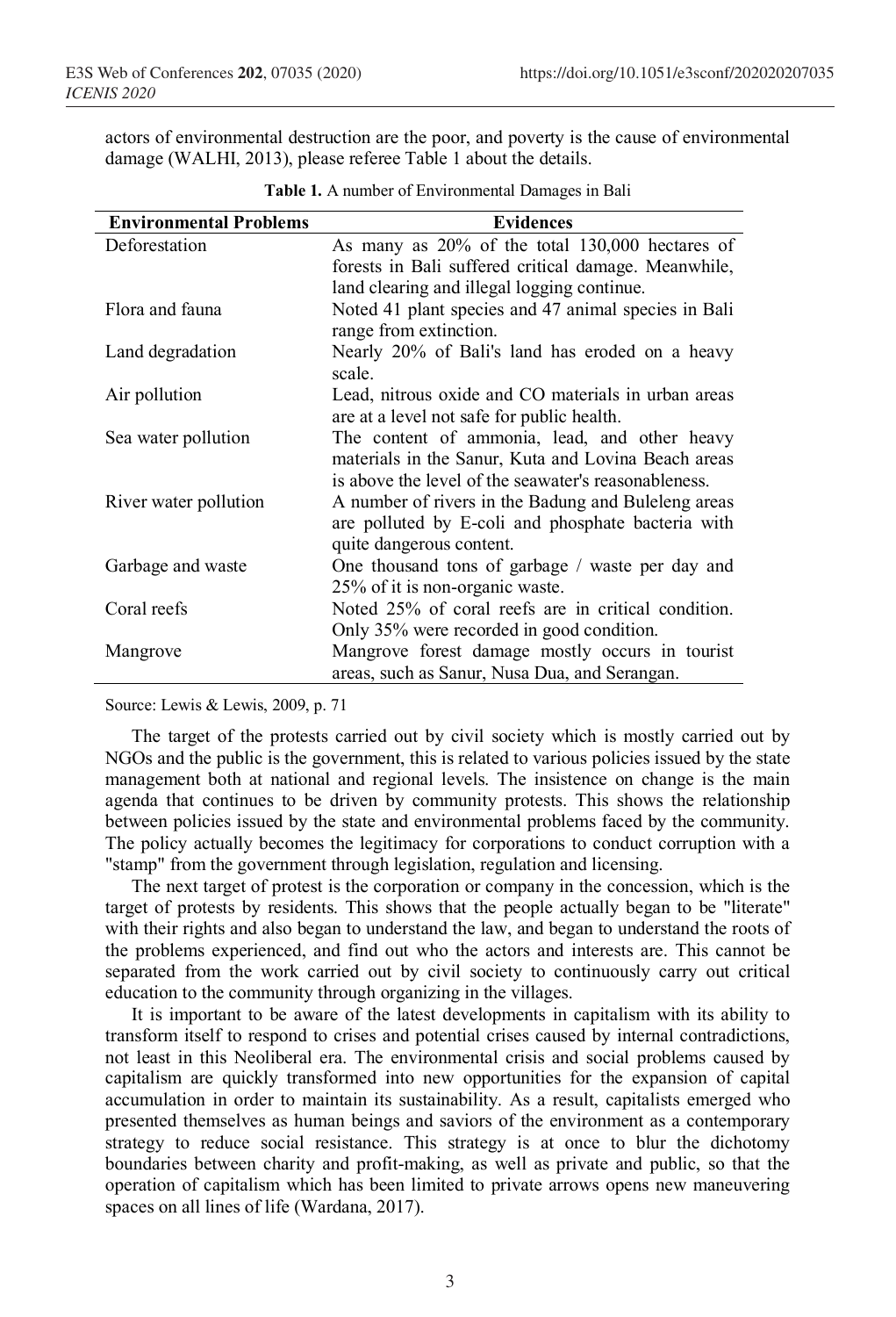actors of environmental destruction are the poor, and poverty is the cause of environmental damage (WALHI, 2013), please referee Table 1 about the details.

**Table 1.** A number of Environmental Damages in Bali

| Environmental Problems | Evidences |
|---|---|
| Deforestation | As many as 20% of the total 130,000 hectares of forests in Bali suffered critical damage. Meanwhile, land clearing and illegal logging continue. |
| Flora and fauna | Noted 41 plant species and 47 animal species in Bali range from extinction. |
| Land degradation | Nearly 20% of Bali's land has eroded on a heavy scale. |
| Air pollution | Lead, nitrous oxide and CO materials in urban areas are at a level not safe for public health. |
| Sea water pollution | The content of ammonia, lead, and other heavy materials in the Sanur, Kuta and Lovina Beach areas is above the level of the seawater's reasonableness. |
| River water pollution | A number of rivers in the Badung and Buleleng areas are polluted by E-coli and phosphate bacteria with quite dangerous content. |
| Garbage and waste | One thousand tons of garbage / waste per day and 25% of it is non-organic waste. |
| Coral reefs | Noted 25% of coral reefs are in critical condition. Only 35% were recorded in good condition. |
| Mangrove | Mangrove forest damage mostly occurs in tourist areas, such as Sanur, Nusa Dua, and Serangan. |

Source: Lewis & Lewis, 2009, p. 71

The target of the protests carried out by civil society which is mostly carried out by NGOs and the public is the government, this is related to various policies issued by the state management both at national and regional levels. The insistence on change is the main agenda that continues to be driven by community protests. This shows the relationship between policies issued by the state and environmental problems faced by the community. The policy actually becomes the legitimacy for corporations to conduct corruption with a "stamp" from the government through legislation, regulation and licensing.

The next target of protest is the corporation or company in the concession, which is the target of protests by residents. This shows that the people actually began to be "literate" with their rights and also began to understand the law, and began to understand the roots of the problems experienced, and find out who the actors and interests are. This cannot be separated from the work carried out by civil society to continuously carry out critical education to the community through organizing in the villages.

It is important to be aware of the latest developments in capitalism with its ability to transform itself to respond to crises and potential crises caused by internal contradictions, not least in this Neoliberal era. The environmental crisis and social problems caused by capitalism are quickly transformed into new opportunities for the expansion of capital accumulation in order to maintain its sustainability. As a result, capitalists emerged who presented themselves as human beings and saviors of the environment as a contemporary strategy to reduce social resistance. This strategy is at once to blur the dichotomy boundaries between charity and profit-making, as well as private and public, so that the operation of capitalism which has been limited to private arrows opens new maneuvering spaces on all lines of life (Wardana, 2017).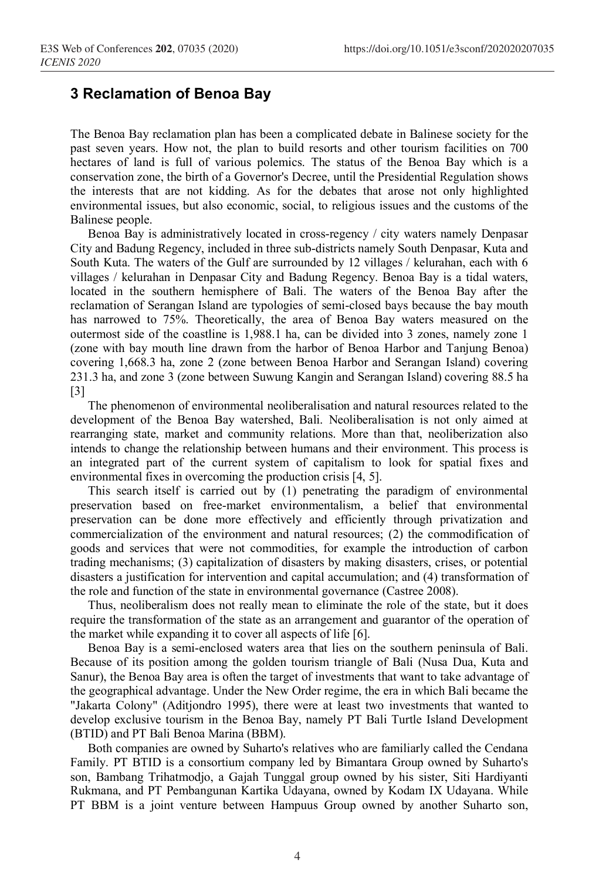## 3 Reclamation of Benoa Bay

The Benoa Bay reclamation plan has been a complicated debate in Balinese society for the past seven years. How not, the plan to build resorts and other tourism facilities on 700 hectares of land is full of various polemics. The status of the Benoa Bay which is a conservation zone, the birth of a Governor's Decree, until the Presidential Regulation shows the interests that are not kidding. As for the debates that arose not only highlighted environmental issues, but also economic, social, to religious issues and the customs of the Balinese people.

Benoa Bay is administratively located in cross-regency / city waters namely Denpasar City and Badung Regency, included in three sub-districts namely South Denpasar, Kuta and South Kuta. The waters of the Gulf are surrounded by 12 villages / kelurahan, each with 6 villages / kelurahan in Denpasar City and Badung Regency. Benoa Bay is a tidal waters, located in the southern hemisphere of Bali. The waters of the Benoa Bay after the reclamation of Serangan Island are typologies of semi-closed bays because the bay mouth has narrowed to 75%. Theoretically, the area of Benoa Bay waters measured on the outermost side of the coastline is 1,988.1 ha, can be divided into 3 zones, namely zone 1 (zone with bay mouth line drawn from the harbor of Benoa Harbor and Tanjung Benoa) covering 1,668.3 ha, zone 2 (zone between Benoa Harbor and Serangan Island) covering 231.3 ha, and zone 3 (zone between Suwung Kangin and Serangan Island) covering 88.5 ha [3]

The phenomenon of environmental neoliberalisation and natural resources related to the development of the Benoa Bay watershed, Bali. Neoliberalisation is not only aimed at rearranging state, market and community relations. More than that, neoliberization also intends to change the relationship between humans and their environment. This process is an integrated part of the current system of capitalism to look for spatial fixes and environmental fixes in overcoming the production crisis [4, 5].

This search itself is carried out by (1) penetrating the paradigm of environmental preservation based on free-market environmentalism, a belief that environmental preservation can be done more effectively and efficiently through privatization and commercialization of the environment and natural resources; (2) the commodification of goods and services that were not commodities, for example the introduction of carbon trading mechanisms; (3) capitalization of disasters by making disasters, crises, or potential disasters a justification for intervention and capital accumulation; and (4) transformation of the role and function of the state in environmental governance (Castree 2008).

Thus, neoliberalism does not really mean to eliminate the role of the state, but it does require the transformation of the state as an arrangement and guarantor of the operation of the market while expanding it to cover all aspects of life [6].

Benoa Bay is a semi-enclosed waters area that lies on the southern peninsula of Bali. Because of its position among the golden tourism triangle of Bali (Nusa Dua, Kuta and Sanur), the Benoa Bay area is often the target of investments that want to take advantage of the geographical advantage. Under the New Order regime, the era in which Bali became the "Jakarta Colony" (Aditjondro 1995), there were at least two investments that wanted to develop exclusive tourism in the Benoa Bay, namely PT Bali Turtle Island Development (BTID) and PT Bali Benoa Marina (BBM).

Both companies are owned by Suharto's relatives who are familiarly called the Cendana Family. PT BTID is a consortium company led by Bimantara Group owned by Suharto's son, Bambang Trihatmodjo, a Gajah Tunggal group owned by his sister, Siti Hardiyanti Rukmana, and PT Pembangunan Kartika Udayana, owned by Kodam IX Udayana. While PT BBM is a joint venture between Hampuus Group owned by another Suharto son,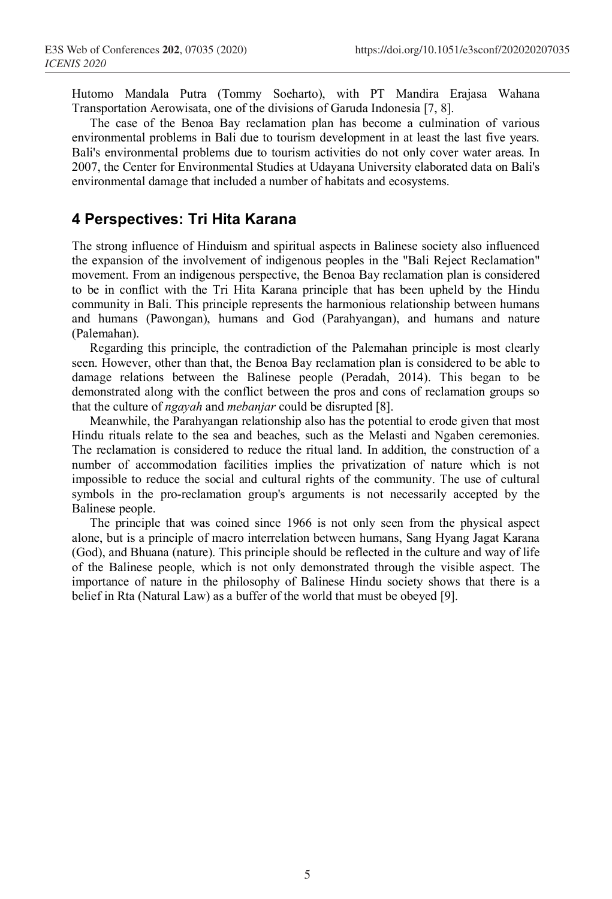Hutomo Mandala Putra (Tommy Soeharto), with PT Mandira Erajasa Wahana Transportation Aerowisata, one of the divisions of Garuda Indonesia [7, 8].

The case of the Benoa Bay reclamation plan has become a culmination of various environmental problems in Bali due to tourism development in at least the last five years. Bali's environmental problems due to tourism activities do not only cover water areas. In 2007, the Center for Environmental Studies at Udayana University elaborated data on Bali's environmental damage that included a number of habitats and ecosystems.

## 4 Perspectives: Tri Hita Karana

The strong influence of Hinduism and spiritual aspects in Balinese society also influenced the expansion of the involvement of indigenous peoples in the "Bali Reject Reclamation" movement. From an indigenous perspective, the Benoa Bay reclamation plan is considered to be in conflict with the Tri Hita Karana principle that has been upheld by the Hindu community in Bali. This principle represents the harmonious relationship between humans and humans (Pawongan), humans and God (Parahyangan), and humans and nature (Palemahan).

Regarding this principle, the contradiction of the Palemahan principle is most clearly seen. However, other than that, the Benoa Bay reclamation plan is considered to be able to damage relations between the Balinese people (Peradah, 2014). This began to be demonstrated along with the conflict between the pros and cons of reclamation groups so that the culture of *ngayah* and *mebanjar* could be disrupted [8].

Meanwhile, the Parahyangan relationship also has the potential to erode given that most Hindu rituals relate to the sea and beaches, such as the Melasti and Ngaben ceremonies. The reclamation is considered to reduce the ritual land. In addition, the construction of a number of accommodation facilities implies the privatization of nature which is not impossible to reduce the social and cultural rights of the community. The use of cultural symbols in the pro-reclamation group's arguments is not necessarily accepted by the Balinese people.

The principle that was coined since 1966 is not only seen from the physical aspect alone, but is a principle of macro interrelation between humans, Sang Hyang Jagat Karana (God), and Bhuana (nature). This principle should be reflected in the culture and way of life of the Balinese people, which is not only demonstrated through the visible aspect. The importance of nature in the philosophy of Balinese Hindu society shows that there is a belief in Rta (Natural Law) as a buffer of the world that must be obeyed [9].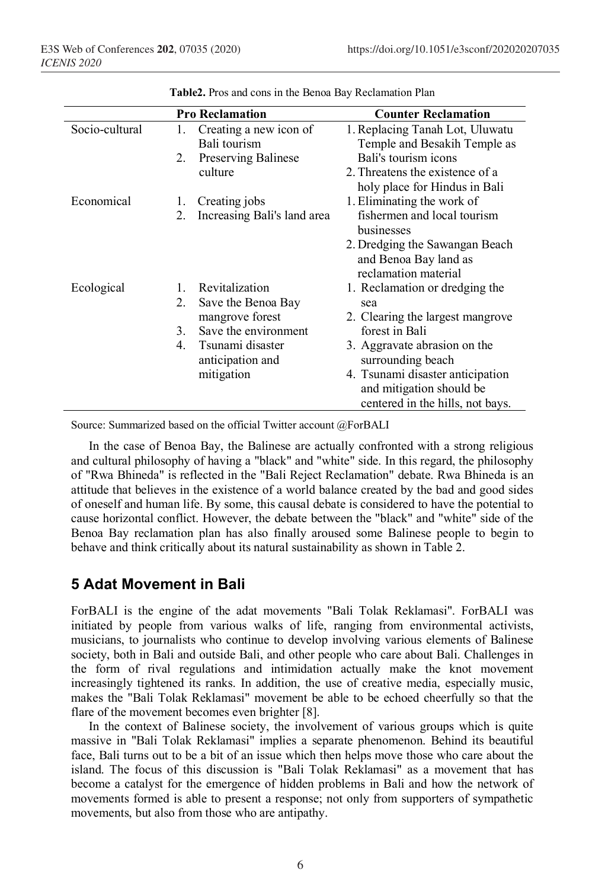**Table2.** Pros and cons in the Benoa Bay Reclamation Plan

| | Pro Reclamation | Counter Reclamation |
|---|---|---|
| Socio-cultural | 1. Creating a new icon of Bali tourism<br>2. Preserving Balinese culture | 1. Replacing Tanah Lot, Uluwatu Temple and Besakih Temple as Bali's tourism icons<br>2. Threatens the existence of a holy place for Hindus in Bali |
| Economical | 1. Creating jobs<br>2. Increasing Bali's land area | 1. Eliminating the work of fishermen and local tourism businesses<br>2. Dredging the Sawangan Beach and Benoa Bay land as reclamation material |
| Ecological | 1. Revitalization<br>2. Save the Benoa Bay mangrove forest<br>3. Save the environment<br>4. Tsunami disaster anticipation and mitigation | 1. Reclamation or dredging the sea<br>2. Clearing the largest mangrove forest in Bali<br>3. Aggravate abrasion on the surrounding beach<br>4. Tsunami disaster anticipation and mitigation should be centered in the hills, not bays. |

Source: Summarized based on the official Twitter account @ForBALI

In the case of Benoa Bay, the Balinese are actually confronted with a strong religious and cultural philosophy of having a "black" and "white" side. In this regard, the philosophy of "Rwa Bhineda" is reflected in the "Bali Reject Reclamation" debate. Rwa Bhineda is an attitude that believes in the existence of a world balance created by the bad and good sides of oneself and human life. By some, this causal debate is considered to have the potential to cause horizontal conflict. However, the debate between the "black" and "white" side of the Benoa Bay reclamation plan has also finally aroused some Balinese people to begin to behave and think critically about its natural sustainability as shown in Table 2.

## 5 Adat Movement in Bali

ForBALI is the engine of the adat movements "Bali Tolak Reklamasi". ForBALI was initiated by people from various walks of life, ranging from environmental activists, musicians, to journalists who continue to develop involving various elements of Balinese society, both in Bali and outside Bali, and other people who care about Bali. Challenges in the form of rival regulations and intimidation actually make the knot movement increasingly tightened its ranks. In addition, the use of creative media, especially music, makes the "Bali Tolak Reklamasi" movement be able to be echoed cheerfully so that the flare of the movement becomes even brighter [8].

In the context of Balinese society, the involvement of various groups which is quite massive in "Bali Tolak Reklamasi" implies a separate phenomenon. Behind its beautiful face, Bali turns out to be a bit of an issue which then helps move those who care about the island. The focus of this discussion is "Bali Tolak Reklamasi" as a movement that has become a catalyst for the emergence of hidden problems in Bali and how the network of movements formed is able to present a response; not only from supporters of sympathetic movements, but also from those who are antipathy.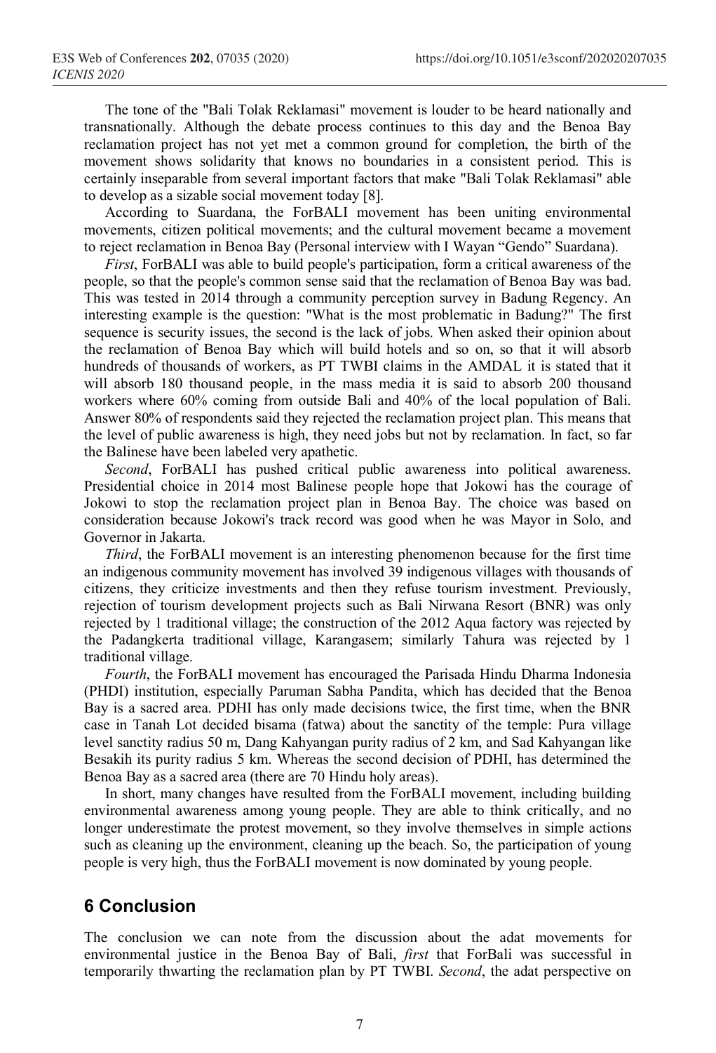The tone of the "Bali Tolak Reklamasi" movement is louder to be heard nationally and transnationally. Although the debate process continues to this day and the Benoa Bay reclamation project has not yet met a common ground for completion, the birth of the movement shows solidarity that knows no boundaries in a consistent period. This is certainly inseparable from several important factors that make "Bali Tolak Reklamasi" able to develop as a sizable social movement today [8].

According to Suardana, the ForBALI movement has been uniting environmental movements, citizen political movements; and the cultural movement became a movement to reject reclamation in Benoa Bay (Personal interview with I Wayan "Gendo" Suardana).

*First*, ForBALI was able to build people's participation, form a critical awareness of the people, so that the people's common sense said that the reclamation of Benoa Bay was bad. This was tested in 2014 through a community perception survey in Badung Regency. An interesting example is the question: "What is the most problematic in Badung?" The first sequence is security issues, the second is the lack of jobs. When asked their opinion about the reclamation of Benoa Bay which will build hotels and so on, so that it will absorb hundreds of thousands of workers, as PT TWBI claims in the AMDAL it is stated that it will absorb 180 thousand people, in the mass media it is said to absorb 200 thousand workers where 60% coming from outside Bali and 40% of the local population of Bali. Answer 80% of respondents said they rejected the reclamation project plan. This means that the level of public awareness is high, they need jobs but not by reclamation. In fact, so far the Balinese have been labeled very apathetic.

*Second*, ForBALI has pushed critical public awareness into political awareness. Presidential choice in 2014 most Balinese people hope that Jokowi has the courage of Jokowi to stop the reclamation project plan in Benoa Bay. The choice was based on consideration because Jokowi's track record was good when he was Mayor in Solo, and Governor in Jakarta.

*Third*, the ForBALI movement is an interesting phenomenon because for the first time an indigenous community movement has involved 39 indigenous villages with thousands of citizens, they criticize investments and then they refuse tourism investment. Previously, rejection of tourism development projects such as Bali Nirwana Resort (BNR) was only rejected by 1 traditional village; the construction of the 2012 Aqua factory was rejected by the Padangkerta traditional village, Karangasem; similarly Tahura was rejected by 1 traditional village.

*Fourth*, the ForBALI movement has encouraged the Parisada Hindu Dharma Indonesia (PHDI) institution, especially Paruman Sabha Pandita, which has decided that the Benoa Bay is a sacred area. PDHI has only made decisions twice, the first time, when the BNR case in Tanah Lot decided bisama (fatwa) about the sanctity of the temple: Pura village level sanctity radius 50 m, Dang Kahyangan purity radius of 2 km, and Sad Kahyangan like Besakih its purity radius 5 km. Whereas the second decision of PDHI, has determined the Benoa Bay as a sacred area (there are 70 Hindu holy areas).

In short, many changes have resulted from the ForBALI movement, including building environmental awareness among young people. They are able to think critically, and no longer underestimate the protest movement, so they involve themselves in simple actions such as cleaning up the environment, cleaning up the beach. So, the participation of young people is very high, thus the ForBALI movement is now dominated by young people.

## 6 Conclusion

The conclusion we can note from the discussion about the adat movements for environmental justice in the Benoa Bay of Bali, *first* that ForBali was successful in temporarily thwarting the reclamation plan by PT TWBI. *Second*, the adat perspective on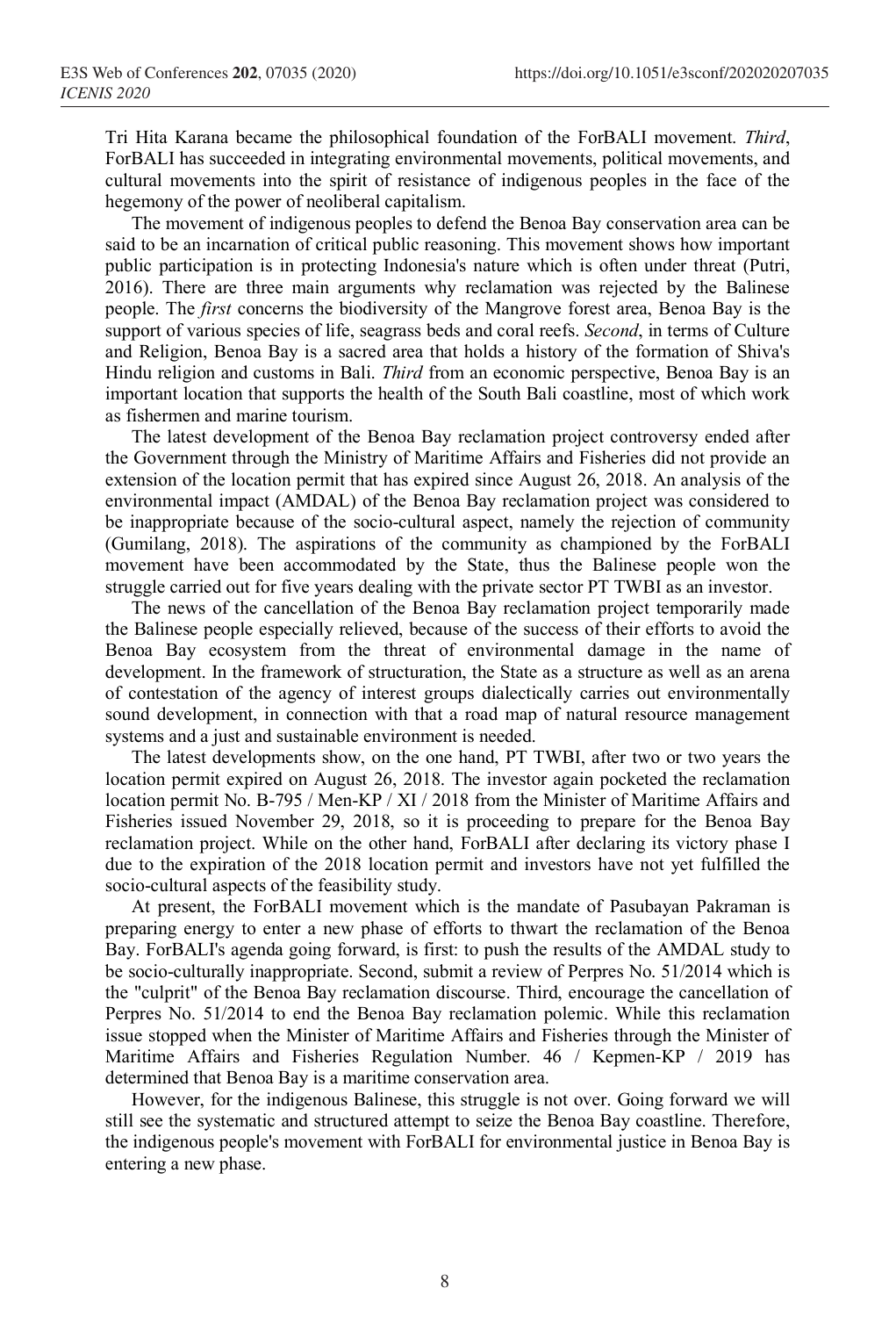Tri Hita Karana became the philosophical foundation of the ForBALI movement. *Third*, ForBALI has succeeded in integrating environmental movements, political movements, and cultural movements into the spirit of resistance of indigenous peoples in the face of the hegemony of the power of neoliberal capitalism.

The movement of indigenous peoples to defend the Benoa Bay conservation area can be said to be an incarnation of critical public reasoning. This movement shows how important public participation is in protecting Indonesia's nature which is often under threat (Putri, 2016). There are three main arguments why reclamation was rejected by the Balinese people. The *first* concerns the biodiversity of the Mangrove forest area, Benoa Bay is the support of various species of life, seagrass beds and coral reefs. *Second*, in terms of Culture and Religion, Benoa Bay is a sacred area that holds a history of the formation of Shiva's Hindu religion and customs in Bali. *Third* from an economic perspective, Benoa Bay is an important location that supports the health of the South Bali coastline, most of which work as fishermen and marine tourism.

The latest development of the Benoa Bay reclamation project controversy ended after the Government through the Ministry of Maritime Affairs and Fisheries did not provide an extension of the location permit that has expired since August 26, 2018. An analysis of the environmental impact (AMDAL) of the Benoa Bay reclamation project was considered to be inappropriate because of the socio-cultural aspect, namely the rejection of community (Gumilang, 2018). The aspirations of the community as championed by the ForBALI movement have been accommodated by the State, thus the Balinese people won the struggle carried out for five years dealing with the private sector PT TWBI as an investor.

The news of the cancellation of the Benoa Bay reclamation project temporarily made the Balinese people especially relieved, because of the success of their efforts to avoid the Benoa Bay ecosystem from the threat of environmental damage in the name of development. In the framework of structuration, the State as a structure as well as an arena of contestation of the agency of interest groups dialectically carries out environmentally sound development, in connection with that a road map of natural resource management systems and a just and sustainable environment is needed.

The latest developments show, on the one hand, PT TWBI, after two or two years the location permit expired on August 26, 2018. The investor again pocketed the reclamation location permit No. B-795 / Men-KP / XI / 2018 from the Minister of Maritime Affairs and Fisheries issued November 29, 2018, so it is proceeding to prepare for the Benoa Bay reclamation project. While on the other hand, ForBALI after declaring its victory phase I due to the expiration of the 2018 location permit and investors have not yet fulfilled the socio-cultural aspects of the feasibility study.

At present, the ForBALI movement which is the mandate of Pasubayan Pakraman is preparing energy to enter a new phase of efforts to thwart the reclamation of the Benoa Bay. ForBALI's agenda going forward, is first: to push the results of the AMDAL study to be socio-culturally inappropriate. Second, submit a review of Perpres No. 51/2014 which is the "culprit" of the Benoa Bay reclamation discourse. Third, encourage the cancellation of Perpres No. 51/2014 to end the Benoa Bay reclamation polemic. While this reclamation issue stopped when the Minister of Maritime Affairs and Fisheries through the Minister of Maritime Affairs and Fisheries Regulation Number. 46 / Kepmen-KP / 2019 has determined that Benoa Bay is a maritime conservation area.

However, for the indigenous Balinese, this struggle is not over. Going forward we will still see the systematic and structured attempt to seize the Benoa Bay coastline. Therefore, the indigenous people's movement with ForBALI for environmental justice in Benoa Bay is entering a new phase.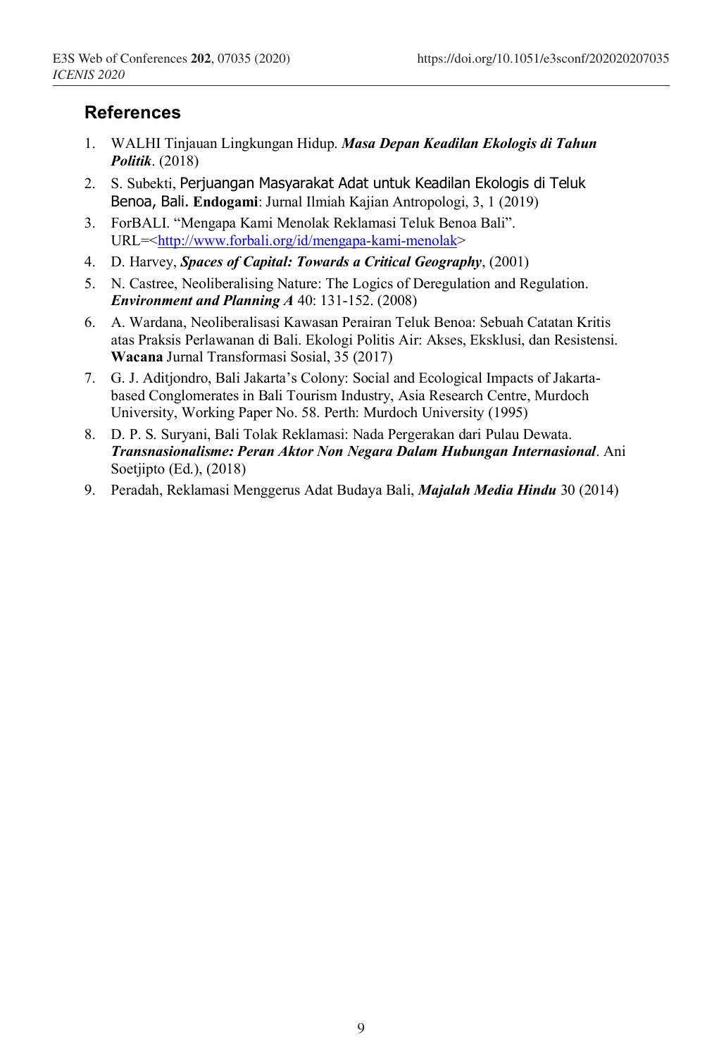## References

1. WALHI Tinjauan Lingkungan Hidup. ***Masa Depan Keadilan Ekologis di Tahun Politik***. (2018)
2. S. Subekti, Perjuangan Masyarakat Adat untuk Keadilan Ekologis di Teluk Benoa, Bali. **Endogami**: Jurnal Ilmiah Kajian Antropologi, 3, 1 (2019)
3. ForBALI. "Mengapa Kami Menolak Reklamasi Teluk Benoa Bali". URL=<http://www.forbali.org/id/mengapa-kami-menolak>
4. D. Harvey, ***Spaces of Capital: Towards a Critical Geography***, (2001)
5. N. Castree, Neoliberalising Nature: The Logics of Deregulation and Regulation. ***Environment and Planning A*** 40: 131-152. (2008)
6. A. Wardana, Neoliberalisasi Kawasan Perairan Teluk Benoa: Sebuah Catatan Kritis atas Praksis Perlawanan di Bali. Ekologi Politis Air: Akses, Eksklusi, dan Resistensi. **Wacana** Jurnal Transformasi Sosial, 35 (2017)
7. G. J. Aditjondro, Bali Jakarta's Colony: Social and Ecological Impacts of Jakarta-based Conglomerates in Bali Tourism Industry, Asia Research Centre, Murdoch University, Working Paper No. 58. Perth: Murdoch University (1995)
8. D. P. S. Suryani, Bali Tolak Reklamasi: Nada Pergerakan dari Pulau Dewata. ***Transnasionalisme: Peran Aktor Non Negara Dalam Hubungan Internasional***. Ani Soetjipto (Ed.), (2018)
9. Peradah, Reklamasi Menggerus Adat Budaya Bali, ***Majalah Media Hindu*** 30 (2014)